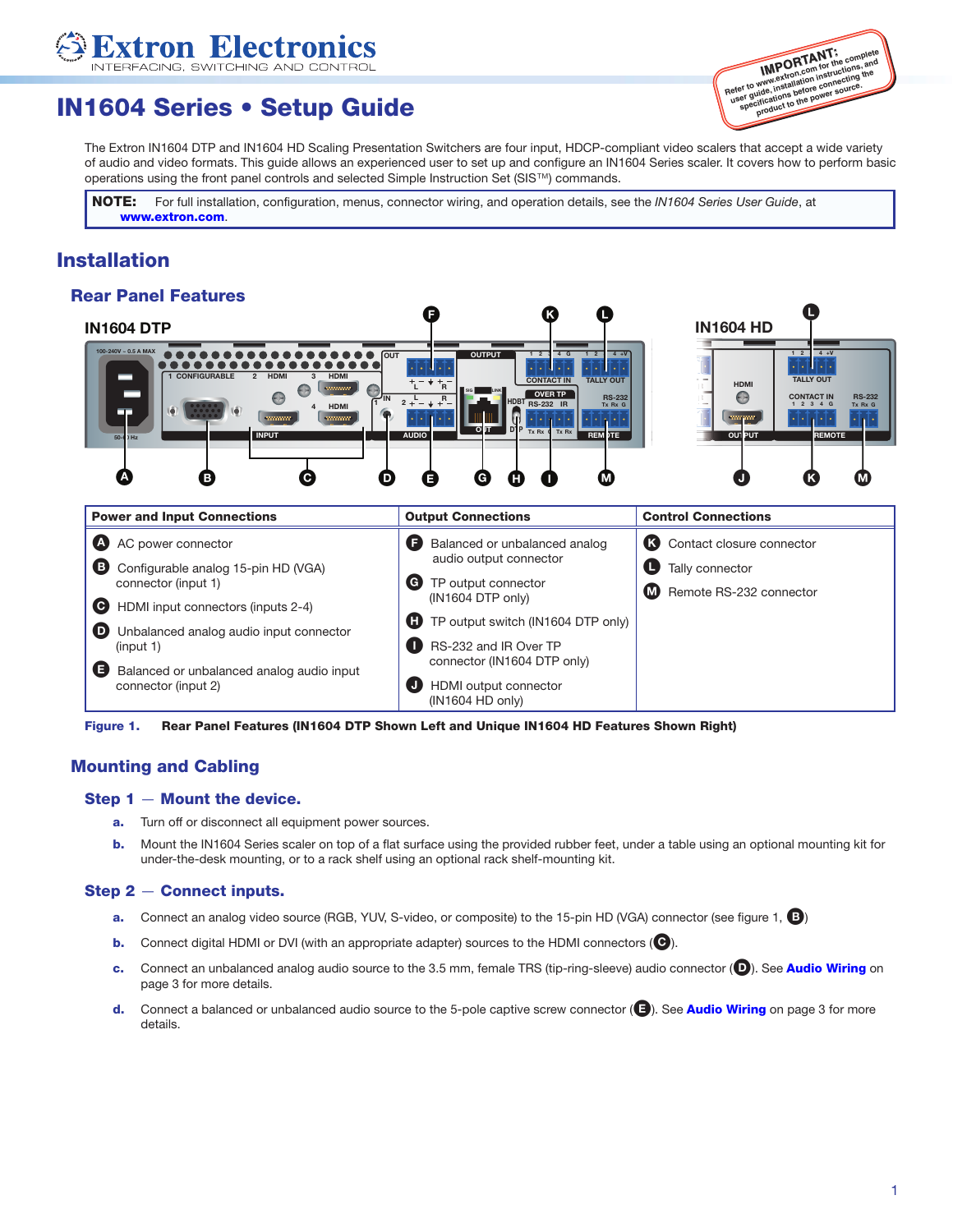# IN1604 Series • Setup Guide

**IMPORTANT:** Refer to www.extron.com for the complete user guide, installation instructions, and specifications before connecting the product to the power source.

The Extron IN1604 DTP and IN1604 HD Scaling Presentation Switchers are four input, HDCP-compliant video scalers that accept a wide variety of audio and video formats. This guide allows an experienced user to set up and configure an IN1604 Series scaler. It covers how to perform basic operations using the front panel controls and selected Simple Instruction Set (SIS™) commands.

**NOTE:** For full installation, configuration, menus, connector wiring, and operation details, see the *IN1604 Series User Guide*, at **www.extron.com**.

## Installation

### Rear Panel Features

| Power and Input Connections | Output Connections | Control Connections |
|---|---|---|
| **A** AC power connector | **F** Balanced or unbalanced analog audio output connector | **K** Contact closure connector |
| **B** Configurable analog 15-pin HD (VGA) connector (input 1) | **G** TP output connector (IN1604 DTP only) | **L** Tally connector |
| **C** HDMI input connectors (inputs 2-4) | **H** TP output switch (IN1604 DTP only) | **M** Remote RS-232 connector |
| **D** Unbalanced analog audio input connector (input 1) | **I** RS-232 and IR Over TP connector (IN1604 DTP only) | |
| **E** Balanced or unbalanced analog audio input connector (input 2) | **J** HDMI output connector (IN1604 HD only) | |

**Figure 1. Rear Panel Features (IN1604 DTP Shown Left and Unique IN1604 HD Features Shown Right)**

### Mounting and Cabling

#### Step 1 — Mount the device.

**a.** Turn off or disconnect all equipment power sources.

**b.** Mount the IN1604 Series scaler on top of a flat surface using the provided rubber feet, under a table using an optional mounting kit for under-the-desk mounting, or to a rack shelf using an optional rack shelf-mounting kit.

#### Step 2 — Connect inputs.

**a.** Connect an analog video source (RGB, YUV, S-video, or composite) to the 15-pin HD (VGA) connector (see figure 1, **B**)

**b.** Connect digital HDMI or DVI (with an appropriate adapter) sources to the HDMI connectors (**C**).

**c.** Connect an unbalanced analog audio source to the 3.5 mm, female TRS (tip-ring-sleeve) audio connector (**D**). See **Audio Wiring** on page 3 for more details.

**d.** Connect a balanced or unbalanced audio source to the 5-pole captive screw connector (**E**). See **Audio Wiring** on page 3 for more details.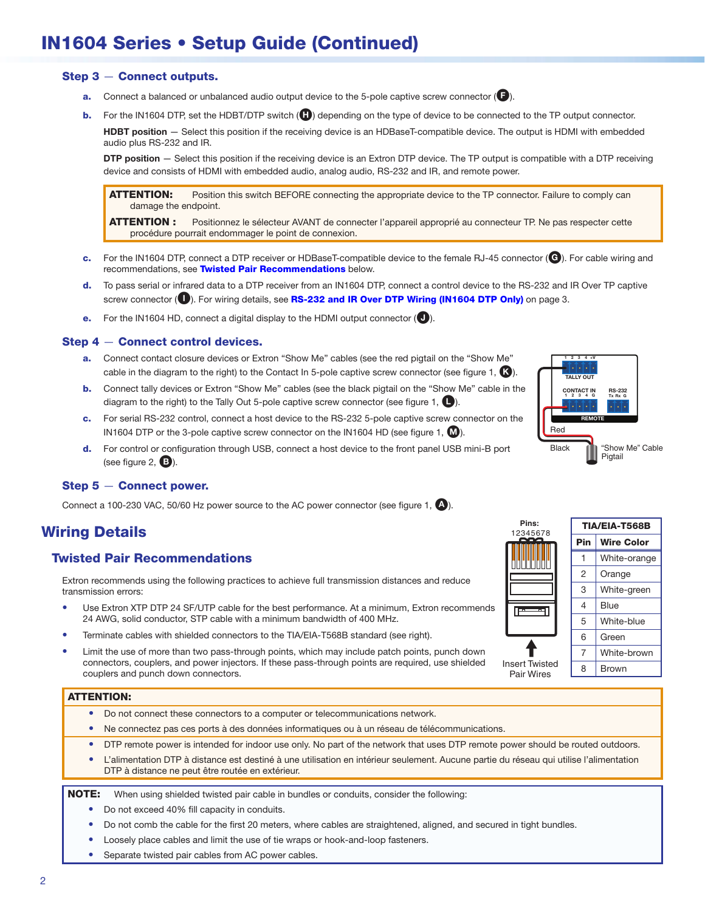# IN1604 Series • Setup Guide (Continued)

### Step 3 — Connect outputs.

**a.** Connect a balanced or unbalanced audio output device to the 5-pole captive screw connector (F).

**b.** For the IN1604 DTP, set the HDBT/DTP switch (H) depending on the type of device to be connected to the TP output connector.

**HDBT position** — Select this position if the receiving device is an HDBaseT-compatible device. The output is HDMI with embedded audio plus RS-232 and IR.

**DTP position** — Select this position if the receiving device is an Extron DTP device. The TP output is compatible with a DTP receiving device and consists of HDMI with embedded audio, analog audio, RS-232 and IR, and remote power.

> **ATTENTION:** Position this switch BEFORE connecting the appropriate device to the TP connector. Failure to comply can damage the endpoint.
>
> **ATTENTION :** Positionnez le sélecteur AVANT de connecter l'appareil approprié au connecteur TP. Ne pas respecter cette procédure pourrait endommager le point de connexion.

**c.** For the IN1604 DTP, connect a DTP receiver or HDBaseT-compatible device to the female RJ-45 connector (G). For cable wiring and recommendations, see **Twisted Pair Recommendations** below.

**d.** To pass serial or infrared data to a DTP receiver from an IN1604 DTP, connect a control device to the RS-232 and IR Over TP captive screw connector (I). For wiring details, see **RS-232 and IR Over DTP Wiring (IN1604 DTP Only)** on page 3.

**e.** For the IN1604 HD, connect a digital display to the HDMI output connector (J).

### Step 4 — Connect control devices.

**a.** Connect contact closure devices or Extron "Show Me" cables (see the red pigtail on the "Show Me" cable in the diagram to the right) to the Contact In 5-pole captive screw connector (see figure 1, K).

**b.** Connect tally devices or Extron "Show Me" cables (see the black pigtail on the "Show Me" cable in the diagram to the right) to the Tally Out 5-pole captive screw connector (see figure 1, L).

**c.** For serial RS-232 control, connect a host device to the RS-232 5-pole captive screw connector on the IN1604 DTP or the 3-pole captive screw connector on the IN1604 HD (see figure 1, M).

**d.** For control or configuration through USB, connect a host device to the front panel USB mini-B port (see figure 2, B).

TALLY OUT 1 2 3 4 +V; CONTACT IN 1 2 3 4 G; RS-232 Tx Rx G; REMOTE; Red; Black; "Show Me" Cable Pigtail

### Step 5 — Connect power.

Connect a 100-230 VAC, 50/60 Hz power source to the AC power connector (see figure 1, A).

# Wiring Details

## Twisted Pair Recommendations

Extron recommends using the following practices to achieve full transmission distances and reduce transmission errors:

- Use Extron XTP DTP 24 SF/UTP cable for the best performance. At a minimum, Extron recommends 24 AWG, solid conductor, STP cable with a minimum bandwidth of 400 MHz.
- Terminate cables with shielded connectors to the TIA/EIA-T568B standard (see right).
- Limit the use of more than two pass-through points, which may include patch points, punch down connectors, couplers, and power injectors. If these pass-through points are required, use shielded couplers and punch down connectors.

Pins: 12345678

Insert Twisted Pair Wires

| TIA/EIA-T568B | |
|---|---|
| **Pin** | **Wire Color** |
| 1 | White-orange |
| 2 | Orange |
| 3 | White-green |
| 4 | Blue |
| 5 | White-blue |
| 6 | Green |
| 7 | White-brown |
| 8 | Brown |

> **ATTENTION:**
> - Do not connect these connectors to a computer or telecommunications network.
> - Ne connectez pas ces ports à des données informatiques ou à un réseau de télécommunications.
> - DTP remote power is intended for indoor use only. No part of the network that uses DTP remote power should be routed outdoors.
> - L'alimentation DTP à distance est destiné à une utilisation en intérieur seulement. Aucune partie du réseau qui utilise l'alimentation DTP à distance ne peut être routée en extérieur.

> **NOTE:** When using shielded twisted pair cable in bundles or conduits, consider the following:
> - Do not exceed 40% fill capacity in conduits.
> - Do not comb the cable for the first 20 meters, where cables are straightened, aligned, and secured in tight bundles.
> - Loosely place cables and limit the use of tie wraps or hook-and-loop fasteners.
> - Separate twisted pair cables from AC power cables.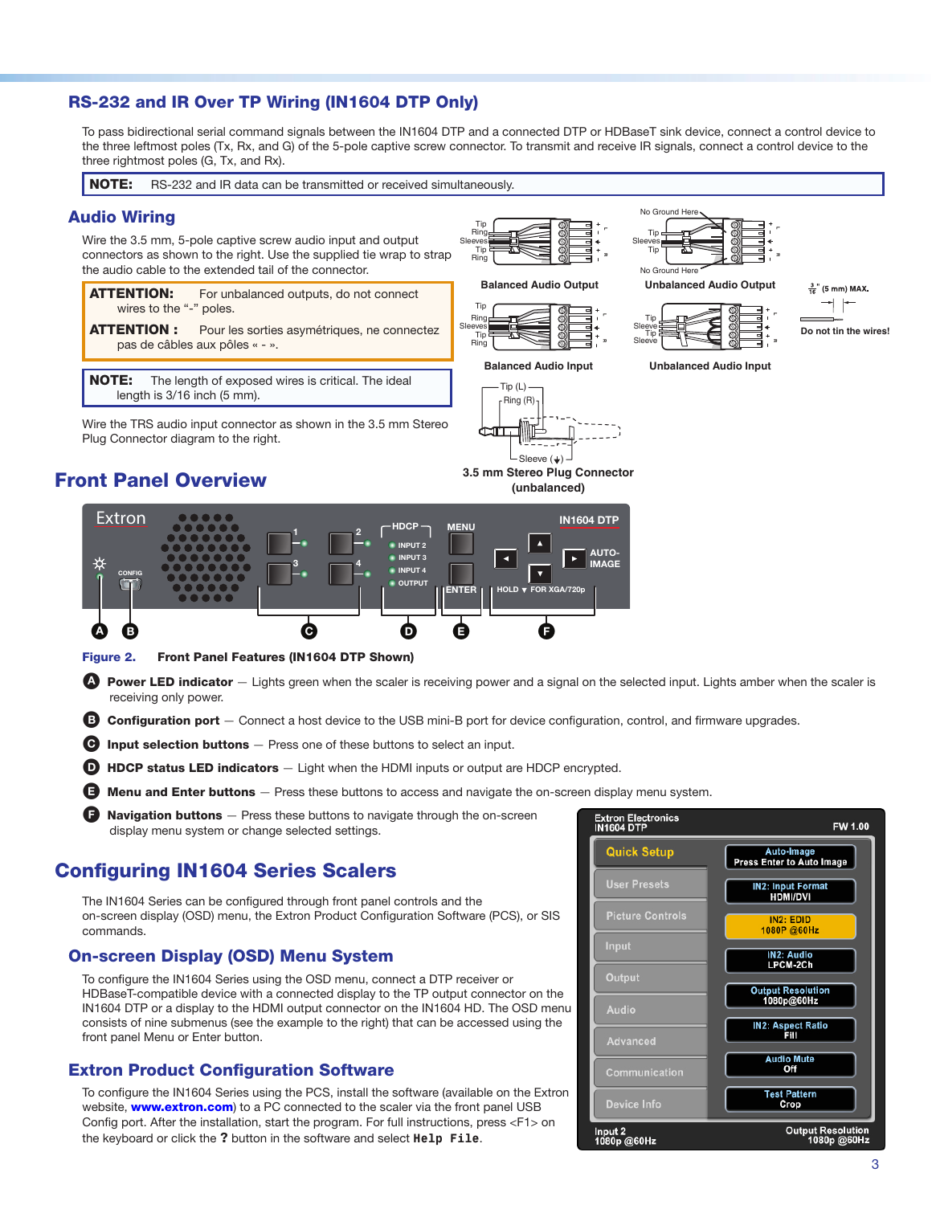## RS-232 and IR Over TP Wiring (IN1604 DTP Only)

To pass bidirectional serial command signals between the IN1604 DTP and a connected DTP or HDBaseT sink device, connect a control device to the three leftmost poles (Tx, Rx, and G) of the 5-pole captive screw connector. To transmit and receive IR signals, connect a control device to the three rightmost poles (G, Tx, and Rx).

**NOTE:** RS-232 and IR data can be transmitted or received simultaneously.

## Audio Wiring

Wire the 3.5 mm, 5-pole captive screw audio input and output connectors as shown to the right. Use the supplied tie wrap to strap the audio cable to the extended tail of the connector.

**ATTENTION:** For unbalanced outputs, do not connect wires to the "-" poles.

**ATTENTION :** Pour les sorties asymétriques, ne connectez pas de câbles aux pôles « - ».

**NOTE:** The length of exposed wires is critical. The ideal length is 3/16 inch (5 mm).

Wire the TRS audio input connector as shown in the 3.5 mm Stereo Plug Connector diagram to the right.

Balanced Audio Output

Unbalanced Audio Output

Balanced Audio Input

Unbalanced Audio Input

3/16" (5 mm) MAX.

Do not tin the wires!

3.5 mm Stereo Plug Connector (unbalanced)

## Front Panel Overview

**Figure 2. Front Panel Features (IN1604 DTP Shown)**

- **A** **Power LED indicator** — Lights green when the scaler is receiving power and a signal on the selected input. Lights amber when the scaler is receiving only power.
- **B** **Configuration port** — Connect a host device to the USB mini-B port for device configuration, control, and firmware upgrades.
- **C** **Input selection buttons** — Press one of these buttons to select an input.
- **D** **HDCP status LED indicators** — Light when the HDMI inputs or output are HDCP encrypted.
- **E** **Menu and Enter buttons** — Press these buttons to access and navigate the on-screen display menu system.
- **F** **Navigation buttons** — Press these buttons to navigate through the on-screen display menu system or change selected settings.

## Configuring IN1604 Series Scalers

The IN1604 Series can be configured through front panel controls and the on-screen display (OSD) menu, the Extron Product Configuration Software (PCS), or SIS commands.

### On-screen Display (OSD) Menu System

To configure the IN1604 Series using the OSD menu, connect a DTP receiver or HDBaseT-compatible device with a connected display to the TP output connector on the IN1604 DTP or a display to the HDMI output connector on the IN1604 HD. The OSD menu consists of nine submenus (see the example to the right) that can be accessed using the front panel Menu or Enter button.

### Extron Product Configuration Software

To configure the IN1604 Series using the PCS, install the software (available on the Extron website, **www.extron.com**) to a PC connected to the scaler via the front panel USB Config port. After the installation, start the program. For full instructions, press <F1> on the keyboard or click the **?** button in the software and select `Help File`.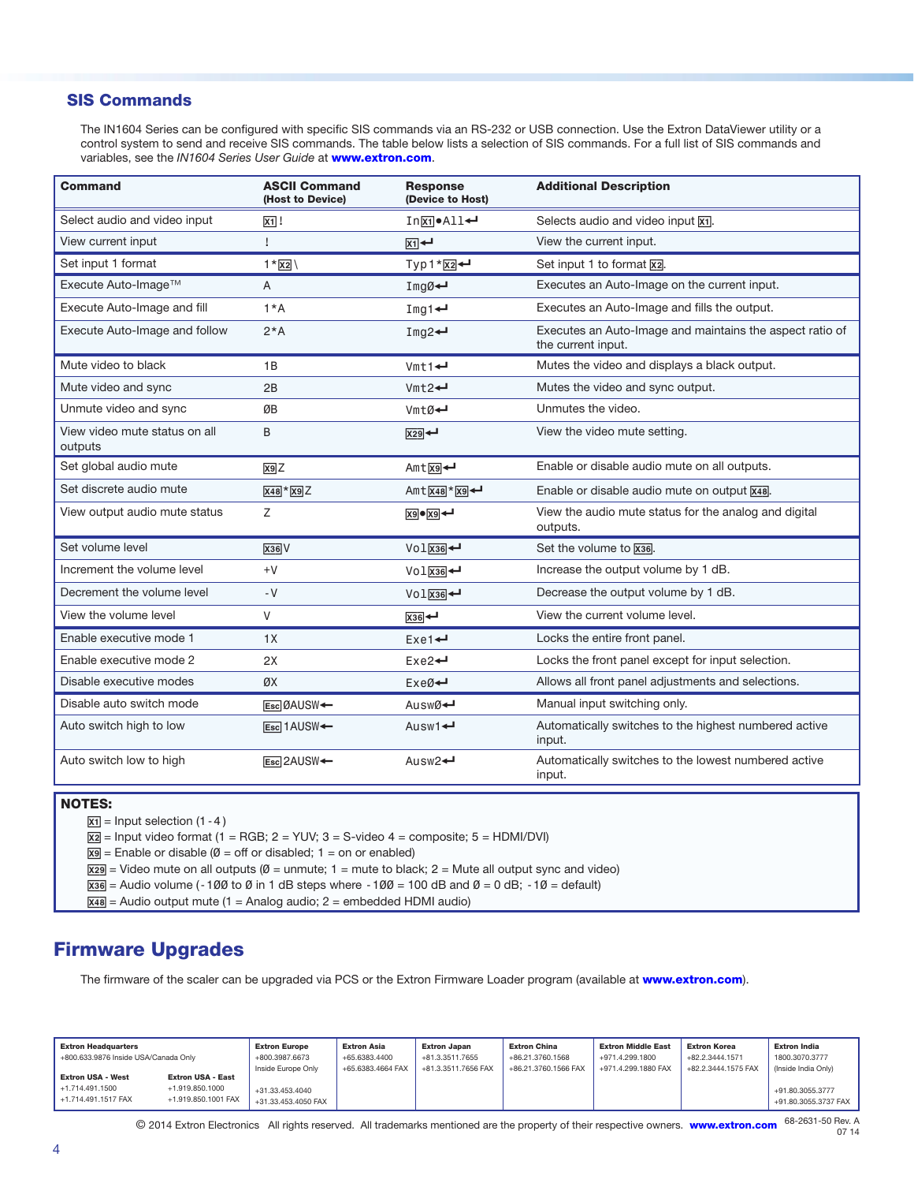## SIS Commands

The IN1604 Series can be configured with specific SIS commands via an RS-232 or USB connection. Use the Extron DataViewer utility or a control system to send and receive SIS commands. The table below lists a selection of SIS commands. For a full list of SIS commands and variables, see the *IN1604 Series User Guide* at **www.extron.com**.

| Command | ASCII Command (Host to Device) | Response (Device to Host) | Additional Description |
|---|---|---|---|
| Select audio and video input | X1 ! | InX1•All↵ | Selects audio and video input X1. |
| View current input | ! | X1↵ | View the current input. |
| Set input 1 format | 1*X2 \ | Typ1*X2↵ | Set input 1 to format X2. |
| Execute Auto-Image™ | A | Img0↵ | Executes an Auto-Image on the current input. |
| Execute Auto-Image and fill | 1*A | Img1↵ | Executes an Auto-Image and fills the output. |
| Execute Auto-Image and follow | 2*A | Img2↵ | Executes an Auto-Image and maintains the aspect ratio of the current input. |
| Mute video to black | 1B | Vmt1↵ | Mutes the video and displays a black output. |
| Mute video and sync | 2B | Vmt2↵ | Mutes the video and sync output. |
| Unmute video and sync | 0B | Vmt0↵ | Unmutes the video. |
| View video mute status on all outputs | B | X29↵ | View the video mute setting. |
| Set global audio mute | X9Z | AmtX9↵ | Enable or disable audio mute on all outputs. |
| Set discrete audio mute | X48*X9Z | AmtX48*X9↵ | Enable or disable audio mute on output X48. |
| View output audio mute status | Z | X9•X9↵ | View the audio mute status for the analog and digital outputs. |
| Set volume level | X36V | VolX36↵ | Set the volume to X36. |
| Increment the volume level | +V | VolX36↵ | Increase the output volume by 1 dB. |
| Decrement the volume level | -V | VolX36↵ | Decrease the output volume by 1 dB. |
| View the volume level | V | X36↵ | View the current volume level. |
| Enable executive mode 1 | 1X | Exe1↵ | Locks the entire front panel. |
| Enable executive mode 2 | 2X | Exe2↵ | Locks the front panel except for input selection. |
| Disable executive modes | 0X | Exe0↵ | Allows all front panel adjustments and selections. |
| Disable auto switch mode | Esc 0AUSW← | Ausw0↵ | Manual input switching only. |
| Auto switch high to low | Esc 1AUSW← | Ausw1↵ | Automatically switches to the highest numbered active input. |
| Auto switch low to high | Esc 2AUSW← | Ausw2↵ | Automatically switches to the lowest numbered active input. |

**NOTES:**

- X1 = Input selection (1 - 4)
- X2 = Input video format (1 = RGB; 2 = YUV; 3 = S-video 4 = composite; 5 = HDMI/DVI)
- X9 = Enable or disable (0 = off or disabled; 1 = on or enabled)
- X29 = Video mute on all outputs (0 = unmute; 1 = mute to black; 2 = Mute all output sync and video)
- X36 = Audio volume (-100 to 0 in 1 dB steps where -100 = 100 dB and 0 = 0 dB; -10 = default)
- X48 = Audio output mute (1 = Analog audio; 2 = embedded HDMI audio)

## Firmware Upgrades

The firmware of the scaler can be upgraded via PCS or the Extron Firmware Loader program (available at **www.extron.com**).

| Extron Headquarters | Extron Europe | Extron Asia | Extron Japan | Extron China | Extron Middle East | Extron Korea | Extron India |
|---|---|---|---|---|---|---|---|
| +800.633.9876 Inside USA/Canada Only<br>Extron USA - West: +1.714.491.1500, +1.714.491.1517 FAX<br>Extron USA - East: +1.919.850.1000, +1.919.850.1001 FAX | +800.3987.6673 Inside Europe Only<br>+31.33.453.4040<br>+31.33.453.4050 FAX | +65.6383.4400<br>+65.6383.4664 FAX | +81.3.3511.7655<br>+81.3.3511.7656 FAX | +86.21.3760.1568<br>+86.21.3760.1566 FAX | +971.4.299.1800<br>+971.4.299.1880 FAX | +82.2.3444.1571<br>+82.2.3444.1575 FAX | 1800.3070.3777 (Inside India Only)<br>+91.80.3055.3777<br>+91.80.3055.3737 FAX |

© 2014 Extron Electronics All rights reserved. All trademarks mentioned are the property of their respective owners. **www.extron.com**

68-2631-50 Rev. A
07 14